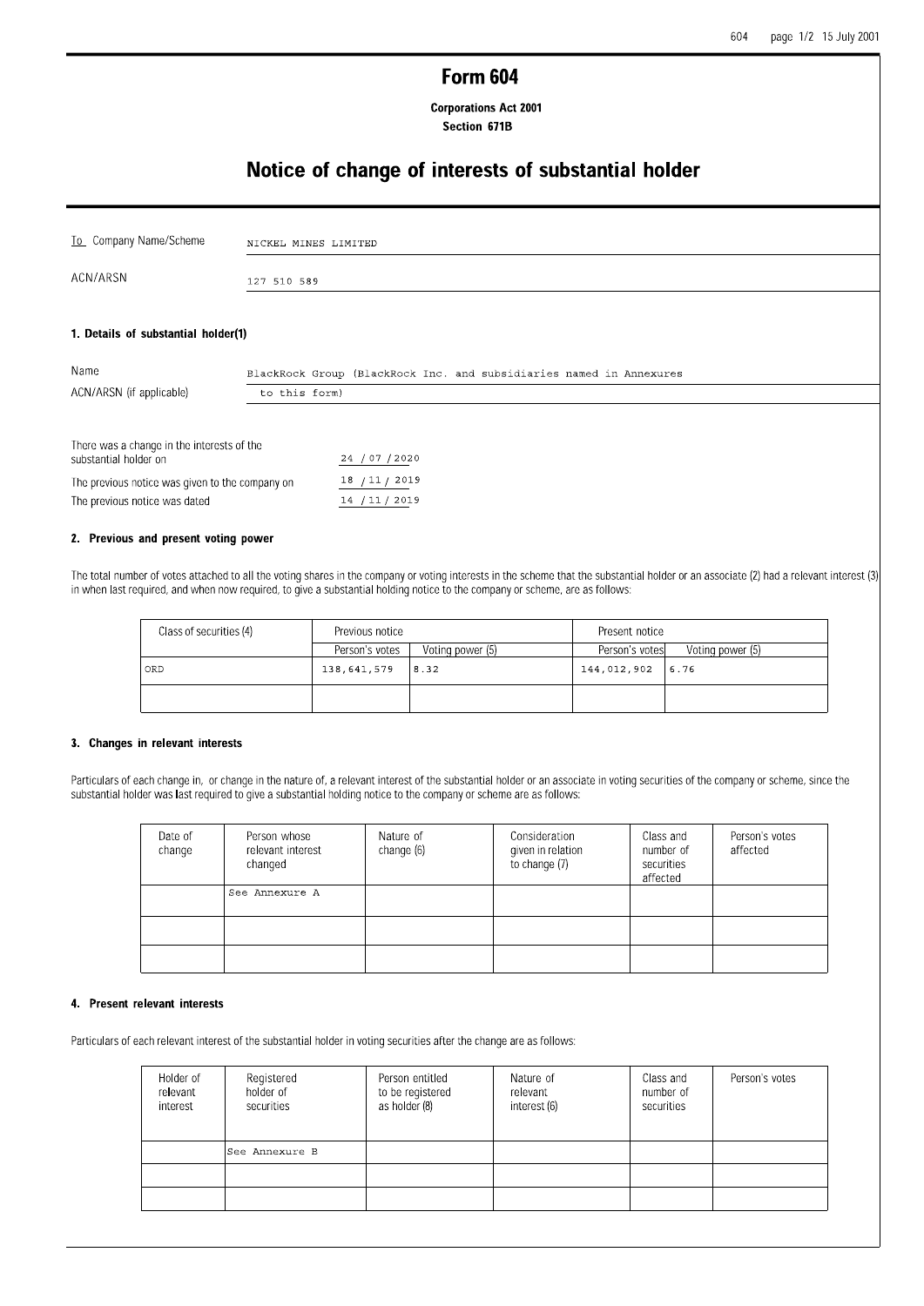# Form 604

**Corporations Act 2001**
**Section 671B**

## Notice of change of interests of substantial holder

| | |
|---|---|
| To Company Name/Scheme | NICKEL MINES LIMITED |
| ACN/ARSN | 127 510 589 |

### 1. Details of substantial holder(1)

| | |
|---|---|
| Name | BlackRock Group (BlackRock Inc. and subsidiaries named in Annexures to this form) |
| ACN/ARSN (if applicable) | |

| | |
|---|---|
| There was a change in the interests of the substantial holder on | 24 / 07 / 2020 |
| The previous notice was given to the company on | 18 / 11 / 2019 |
| The previous notice was dated | 14 / 11 / 2019 |

### 2. Previous and present voting power

The total number of votes attached to all the voting shares in the company or voting interests in the scheme that the substantial holder or an associate (2) had a relevant interest (3) in when last required, and when now required, to give a substantial holding notice to the company or scheme, are as follows:

| Class of securities (4) | Previous notice | | Present notice | |
|---|---|---|---|---|
| | Person's votes | Voting power (5) | Person's votes | Voting power (5) |
| ORD | 138,641,579 | 8.32 | 144,012,902 | 6.76 |
| | | | | |

### 3. Changes in relevant interests

Particulars of each change in, or change in the nature of, a relevant interest of the substantial holder or an associate in voting securities of the company or scheme, since the substantial holder was last required to give a substantial holding notice to the company or scheme are as follows:

| Date of change | Person whose relevant interest changed | Nature of change (6) | Consideration given in relation to change (7) | Class and number of securities affected | Person's votes affected |
|---|---|---|---|---|---|
| | See Annexure A | | | | |
| | | | | | |
| | | | | | |

### 4. Present relevant interests

Particulars of each relevant interest of the substantial holder in voting securities after the change are as follows:

| Holder of relevant interest | Registered holder of securities | Person entitled to be registered as holder (8) | Nature of relevant interest (6) | Class and number of securities | Person's votes |
|---|---|---|---|---|---|
| | See Annexure B | | | | |
| | | | | | |
| | | | | | |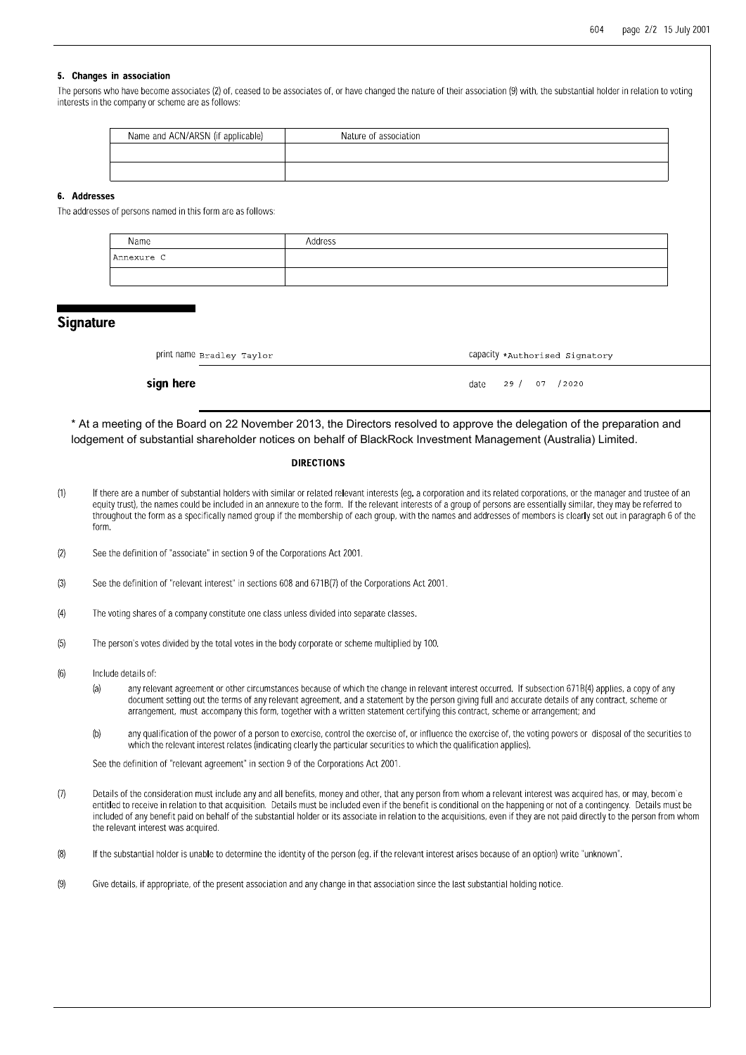### 5. Changes in association

The persons who have become associates (2) of, ceased to be associates of, or have changed the nature of their association (9) with, the substantial holder in relation to voting interests in the company or scheme are as follows:

| Name and ACN/ARSN (if applicable) | Nature of association |
|---|---|
| | |
| | |

### 6. Addresses

The addresses of persons named in this form are as follows:

| Name | Address |
|---|---|
| Annexure C | |
| | |

## Signature

print name Bradley Taylor

capacity *Authorised Signatory

**sign here**

date 29 / 07 /2020

* At a meeting of the Board on 22 November 2013, the Directors resolved to approve the delegation of the preparation and lodgement of substantial shareholder notices on behalf of BlackRock Investment Management (Australia) Limited.

**DIRECTIONS**

(1) If there are a number of substantial holders with similar or related relevant interests (eg. a corporation and its related corporations, or the manager and trustee of an equity trust), the names could be included in an annexure to the form. If the relevant interests of a group of persons are essentially similar, they may be referred to throughout the form as a specifically named group if the membership of each group, with the names and addresses of members is clearly set out in paragraph 6 of the form.

(2) See the definition of "associate" in section 9 of the Corporations Act 2001.

(3) See the definition of "relevant interest" in sections 608 and 671B(7) of the Corporations Act 2001.

(4) The voting shares of a company constitute one class unless divided into separate classes.

(5) The person's votes divided by the total votes in the body corporate or scheme multiplied by 100.

(6) Include details of:

(a) any relevant agreement or other circumstances because of which the change in relevant interest occurred. If subsection 671B(4) applies, a copy of any document setting out the terms of any relevant agreement, and a statement by the person giving full and accurate details of any contract, scheme or arrangement, must accompany this form, together with a written statement certifying this contract, scheme or arrangement; and

(b) any qualification of the power of a person to exercise, control the exercise of, or influence the exercise of, the voting powers or disposal of the securities to which the relevant interest relates (indicating clearly the particular securities to which the qualification applies).

See the definition of "relevant agreement" in section 9 of the Corporations Act 2001.

(7) Details of the consideration must include any and all benefits, money and other, that any person from whom a relevant interest was acquired has, or may, becom`e entitled to receive in relation to that acquisition. Details must be included even if the benefit is conditional on the happening or not of a contingency. Details must be included of any benefit paid on behalf of the substantial holder or its associate in relation to the acquisitions, even if they are not paid directly to the person from whom the relevant interest was acquired.

(8) If the substantial holder is unable to determine the identity of the person (eg. if the relevant interest arises because of an option) write "unknown".

(9) Give details, if appropriate, of the present association and any change in that association since the last substantial holding notice.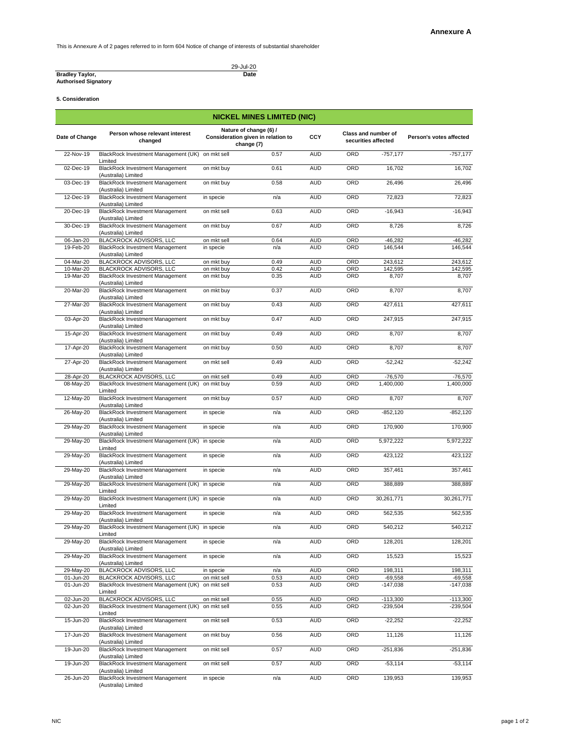**Annexure A**

This is Annexure A of 2 pages referred to in form 604 Notice of change of interests of substantial shareholder

| | |
|---|---|
| **Bradley Taylor,** **Authorised Signatory** | 29-Jul-20 **Date** |

**5. Consideration**

**NICKEL MINES LIMITED (NIC)**

| Date of Change | Person whose relevant interest changed | Nature of change (6) / Consideration given in relation to change (7) | | CCY | Class and number of securities affected | | Person's votes affected |
|---|---|---|---|---|---|---|---|
| 22-Nov-19 | BlackRock Investment Management (UK) Limited | on mkt sell | 0.57 | AUD | ORD | -757,177 | -757,177 |
| 02-Dec-19 | BlackRock Investment Management (Australia) Limited | on mkt buy | 0.61 | AUD | ORD | 16,702 | 16,702 |
| 03-Dec-19 | BlackRock Investment Management (Australia) Limited | on mkt buy | 0.58 | AUD | ORD | 26,496 | 26,496 |
| 12-Dec-19 | BlackRock Investment Management (Australia) Limited | in specie | n/a | AUD | ORD | 72,823 | 72,823 |
| 20-Dec-19 | BlackRock Investment Management (Australia) Limited | on mkt sell | 0.63 | AUD | ORD | -16,943 | -16,943 |
| 30-Dec-19 | BlackRock Investment Management (Australia) Limited | on mkt buy | 0.67 | AUD | ORD | 8,726 | 8,726 |
| 06-Jan-20 | BLACKROCK ADVISORS, LLC | on mkt sell | 0.64 | AUD | ORD | -46,282 | -46,282 |
| 19-Feb-20 | BlackRock Investment Management (Australia) Limited | in specie | n/a | AUD | ORD | 146,544 | 146,544 |
| 04-Mar-20 | BLACKROCK ADVISORS, LLC | on mkt buy | 0.49 | AUD | ORD | 243,612 | 243,612 |
| 10-Mar-20 | BLACKROCK ADVISORS, LLC | on mkt buy | 0.42 | AUD | ORD | 142,595 | 142,595 |
| 19-Mar-20 | BlackRock Investment Management (Australia) Limited | on mkt buy | 0.35 | AUD | ORD | 8,707 | 8,707 |
| 20-Mar-20 | BlackRock Investment Management (Australia) Limited | on mkt buy | 0.37 | AUD | ORD | 8,707 | 8,707 |
| 27-Mar-20 | BlackRock Investment Management (Australia) Limited | on mkt buy | 0.43 | AUD | ORD | 427,611 | 427,611 |
| 03-Apr-20 | BlackRock Investment Management (Australia) Limited | on mkt buy | 0.47 | AUD | ORD | 247,915 | 247,915 |
| 15-Apr-20 | BlackRock Investment Management (Australia) Limited | on mkt buy | 0.49 | AUD | ORD | 8,707 | 8,707 |
| 17-Apr-20 | BlackRock Investment Management (Australia) Limited | on mkt buy | 0.50 | AUD | ORD | 8,707 | 8,707 |
| 27-Apr-20 | BlackRock Investment Management (Australia) Limited | on mkt sell | 0.49 | AUD | ORD | -52,242 | -52,242 |
| 28-Apr-20 | BLACKROCK ADVISORS, LLC | on mkt sell | 0.49 | AUD | ORD | -76,570 | -76,570 |
| 08-May-20 | BlackRock Investment Management (UK) Limited | on mkt buy | 0.59 | AUD | ORD | 1,400,000 | 1,400,000 |
| 12-May-20 | BlackRock Investment Management (Australia) Limited | on mkt buy | 0.57 | AUD | ORD | 8,707 | 8,707 |
| 26-May-20 | BlackRock Investment Management (Australia) Limited | in specie | n/a | AUD | ORD | -852,120 | -852,120 |
| 29-May-20 | BlackRock Investment Management (Australia) Limited | in specie | n/a | AUD | ORD | 170,900 | 170,900 |
| 29-May-20 | BlackRock Investment Management (UK) Limited | in specie | n/a | AUD | ORD | 5,972,222 | 5,972,222 |
| 29-May-20 | BlackRock Investment Management (Australia) Limited | in specie | n/a | AUD | ORD | 423,122 | 423,122 |
| 29-May-20 | BlackRock Investment Management (Australia) Limited | in specie | n/a | AUD | ORD | 357,461 | 357,461 |
| 29-May-20 | BlackRock Investment Management (UK) Limited | in specie | n/a | AUD | ORD | 388,889 | 388,889 |
| 29-May-20 | BlackRock Investment Management (UK) Limited | in specie | n/a | AUD | ORD | 30,261,771 | 30,261,771 |
| 29-May-20 | BlackRock Investment Management (Australia) Limited | in specie | n/a | AUD | ORD | 562,535 | 562,535 |
| 29-May-20 | BlackRock Investment Management (UK) Limited | in specie | n/a | AUD | ORD | 540,212 | 540,212 |
| 29-May-20 | BlackRock Investment Management (Australia) Limited | in specie | n/a | AUD | ORD | 128,201 | 128,201 |
| 29-May-20 | BlackRock Investment Management (Australia) Limited | in specie | n/a | AUD | ORD | 15,523 | 15,523 |
| 29-May-20 | BLACKROCK ADVISORS, LLC | in specie | n/a | AUD | ORD | 198,311 | 198,311 |
| 01-Jun-20 | BLACKROCK ADVISORS, LLC | on mkt sell | 0.53 | AUD | ORD | -69,558 | -69,558 |
| 01-Jun-20 | BlackRock Investment Management (UK) Limited | on mkt sell | 0.53 | AUD | ORD | -147,038 | -147,038 |
| 02-Jun-20 | BLACKROCK ADVISORS, LLC | on mkt sell | 0.55 | AUD | ORD | -113,300 | -113,300 |
| 02-Jun-20 | BlackRock Investment Management (UK) Limited | on mkt sell | 0.55 | AUD | ORD | -239,504 | -239,504 |
| 15-Jun-20 | BlackRock Investment Management (Australia) Limited | on mkt sell | 0.53 | AUD | ORD | -22,252 | -22,252 |
| 17-Jun-20 | BlackRock Investment Management (Australia) Limited | on mkt buy | 0.56 | AUD | ORD | 11,126 | 11,126 |
| 19-Jun-20 | BlackRock Investment Management (Australia) Limited | on mkt sell | 0.57 | AUD | ORD | -251,836 | -251,836 |
| 19-Jun-20 | BlackRock Investment Management (Australia) Limited | on mkt sell | 0.57 | AUD | ORD | -53,114 | -53,114 |
| 26-Jun-20 | BlackRock Investment Management (Australia) Limited | in specie | n/a | AUD | ORD | 139,953 | 139,953 |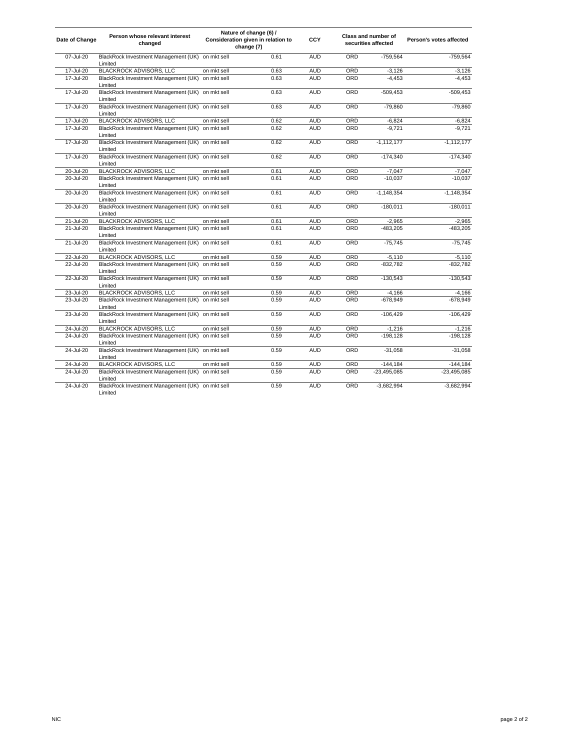| Date of Change | Person whose relevant interest changed | Nature of change (6) / Consideration given in relation to change (7) | | CCY | Class and number of securities affected | | Person's votes affected |
|---|---|---|---|---|---|---|---|
| 07-Jul-20 | BlackRock Investment Management (UK) Limited | on mkt sell | 0.61 | AUD | ORD | -759,564 | -759,564 |
| 17-Jul-20 | BLACKROCK ADVISORS, LLC | on mkt sell | 0.63 | AUD | ORD | -3,126 | -3,126 |
| 17-Jul-20 | BlackRock Investment Management (UK) Limited | on mkt sell | 0.63 | AUD | ORD | -4,453 | -4,453 |
| 17-Jul-20 | BlackRock Investment Management (UK) Limited | on mkt sell | 0.63 | AUD | ORD | -509,453 | -509,453 |
| 17-Jul-20 | BlackRock Investment Management (UK) Limited | on mkt sell | 0.63 | AUD | ORD | -79,860 | -79,860 |
| 17-Jul-20 | BLACKROCK ADVISORS, LLC | on mkt sell | 0.62 | AUD | ORD | -6,824 | -6,824 |
| 17-Jul-20 | BlackRock Investment Management (UK) Limited | on mkt sell | 0.62 | AUD | ORD | -9,721 | -9,721 |
| 17-Jul-20 | BlackRock Investment Management (UK) Limited | on mkt sell | 0.62 | AUD | ORD | -1,112,177 | -1,112,177 |
| 17-Jul-20 | BlackRock Investment Management (UK) Limited | on mkt sell | 0.62 | AUD | ORD | -174,340 | -174,340 |
| 20-Jul-20 | BLACKROCK ADVISORS, LLC | on mkt sell | 0.61 | AUD | ORD | -7,047 | -7,047 |
| 20-Jul-20 | BlackRock Investment Management (UK) Limited | on mkt sell | 0.61 | AUD | ORD | -10,037 | -10,037 |
| 20-Jul-20 | BlackRock Investment Management (UK) Limited | on mkt sell | 0.61 | AUD | ORD | -1,148,354 | -1,148,354 |
| 20-Jul-20 | BlackRock Investment Management (UK) Limited | on mkt sell | 0.61 | AUD | ORD | -180,011 | -180,011 |
| 21-Jul-20 | BLACKROCK ADVISORS, LLC | on mkt sell | 0.61 | AUD | ORD | -2,965 | -2,965 |
| 21-Jul-20 | BlackRock Investment Management (UK) Limited | on mkt sell | 0.61 | AUD | ORD | -483,205 | -483,205 |
| 21-Jul-20 | BlackRock Investment Management (UK) Limited | on mkt sell | 0.61 | AUD | ORD | -75,745 | -75,745 |
| 22-Jul-20 | BLACKROCK ADVISORS, LLC | on mkt sell | 0.59 | AUD | ORD | -5,110 | -5,110 |
| 22-Jul-20 | BlackRock Investment Management (UK) Limited | on mkt sell | 0.59 | AUD | ORD | -832,782 | -832,782 |
| 22-Jul-20 | BlackRock Investment Management (UK) Limited | on mkt sell | 0.59 | AUD | ORD | -130,543 | -130,543 |
| 23-Jul-20 | BLACKROCK ADVISORS, LLC | on mkt sell | 0.59 | AUD | ORD | -4,166 | -4,166 |
| 23-Jul-20 | BlackRock Investment Management (UK) Limited | on mkt sell | 0.59 | AUD | ORD | -678,949 | -678,949 |
| 23-Jul-20 | BlackRock Investment Management (UK) Limited | on mkt sell | 0.59 | AUD | ORD | -106,429 | -106,429 |
| 24-Jul-20 | BLACKROCK ADVISORS, LLC | on mkt sell | 0.59 | AUD | ORD | -1,216 | -1,216 |
| 24-Jul-20 | BlackRock Investment Management (UK) Limited | on mkt sell | 0.59 | AUD | ORD | -198,128 | -198,128 |
| 24-Jul-20 | BlackRock Investment Management (UK) Limited | on mkt sell | 0.59 | AUD | ORD | -31,058 | -31,058 |
| 24-Jul-20 | BLACKROCK ADVISORS, LLC | on mkt sell | 0.59 | AUD | ORD | -144,184 | -144,184 |
| 24-Jul-20 | BlackRock Investment Management (UK) Limited | on mkt sell | 0.59 | AUD | ORD | -23,495,085 | -23,495,085 |
| 24-Jul-20 | BlackRock Investment Management (UK) Limited | on mkt sell | 0.59 | AUD | ORD | -3,682,994 | -3,682,994 |

NIC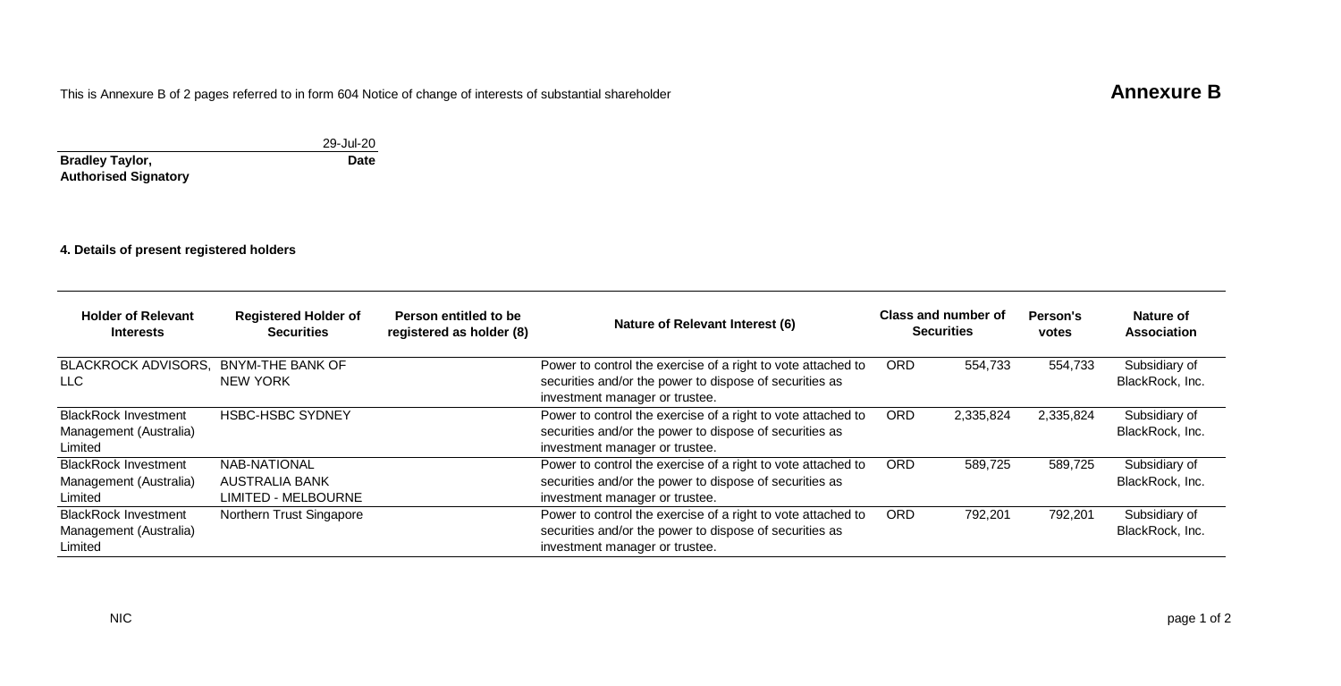This is Annexure B of 2 pages referred to in form 604 Notice of change of interests of substantial shareholder

## Annexure B

| | |
|---|---|
| | 29-Jul-20 |
| **Bradley Taylor,** **Authorised Signatory** | **Date** |

**4. Details of present registered holders**

| Holder of Relevant Interests | Registered Holder of Securities | Person entitled to be registered as holder (8) | Nature of Relevant Interest (6) | Class and number of Securities | | Person's votes | Nature of Association |
|---|---|---|---|---|---|---|---|
| BLACKROCK ADVISORS, LLC | BNYM-THE BANK OF NEW YORK | | Power to control the exercise of a right to vote attached to securities and/or the power to dispose of securities as investment manager or trustee. | ORD | 554,733 | 554,733 | Subsidiary of BlackRock, Inc. |
| BlackRock Investment Management (Australia) Limited | HSBC-HSBC SYDNEY | | Power to control the exercise of a right to vote attached to securities and/or the power to dispose of securities as investment manager or trustee. | ORD | 2,335,824 | 2,335,824 | Subsidiary of BlackRock, Inc. |
| BlackRock Investment Management (Australia) Limited | NAB-NATIONAL AUSTRALIA BANK LIMITED - MELBOURNE | | Power to control the exercise of a right to vote attached to securities and/or the power to dispose of securities as investment manager or trustee. | ORD | 589,725 | 589,725 | Subsidiary of BlackRock, Inc. |
| BlackRock Investment Management (Australia) Limited | Northern Trust Singapore | | Power to control the exercise of a right to vote attached to securities and/or the power to dispose of securities as investment manager or trustee. | ORD | 792,201 | 792,201 | Subsidiary of BlackRock, Inc. |

NIC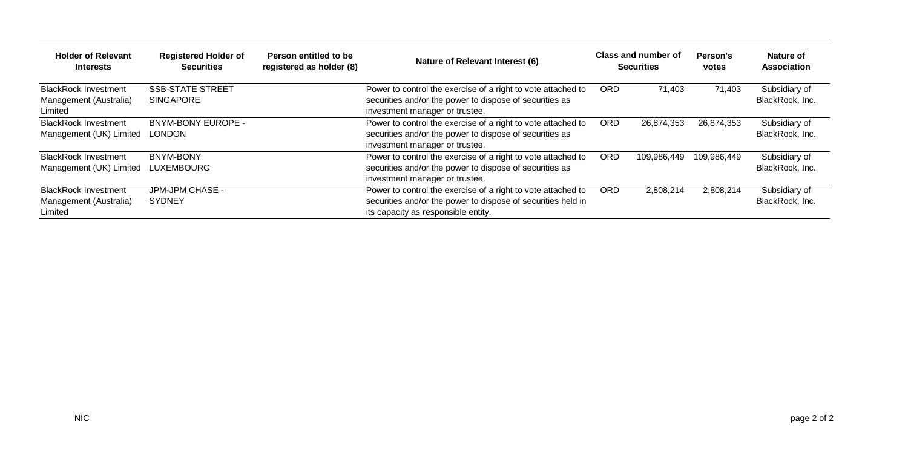| Holder of Relevant Interests | Registered Holder of Securities | Person entitled to be registered as holder (8) | Nature of Relevant Interest (6) | Class and number of Securities | | Person's votes | Nature of Association |
|---|---|---|---|---|---|---|---|
| BlackRock Investment Management (Australia) Limited | SSB-STATE STREET SINGAPORE | | Power to control the exercise of a right to vote attached to securities and/or the power to dispose of securities as investment manager or trustee. | ORD | 71,403 | 71,403 | Subsidiary of BlackRock, Inc. |
| BlackRock Investment Management (UK) Limited | BNYM-BONY EUROPE - LONDON | | Power to control the exercise of a right to vote attached to securities and/or the power to dispose of securities as investment manager or trustee. | ORD | 26,874,353 | 26,874,353 | Subsidiary of BlackRock, Inc. |
| BlackRock Investment Management (UK) Limited | BNYM-BONY LUXEMBOURG | | Power to control the exercise of a right to vote attached to securities and/or the power to dispose of securities as investment manager or trustee. | ORD | 109,986,449 | 109,986,449 | Subsidiary of BlackRock, Inc. |
| BlackRock Investment Management (Australia) Limited | JPM-JPM CHASE - SYDNEY | | Power to control the exercise of a right to vote attached to securities and/or the power to dispose of securities held in its capacity as responsible entity. | ORD | 2,808,214 | 2,808,214 | Subsidiary of BlackRock, Inc. |

NIC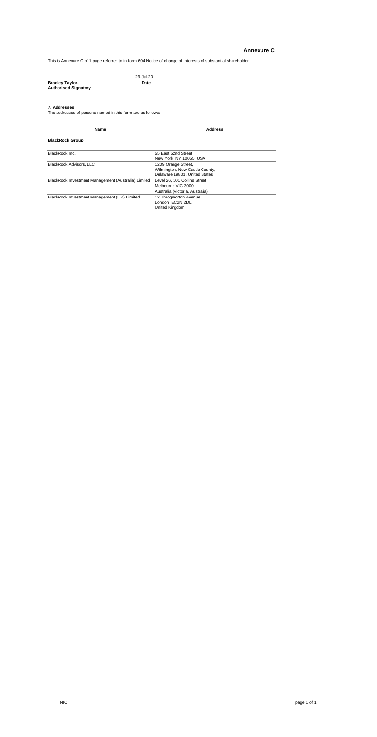## Annexure C

This is Annexure C of 1 page referred to in form 604 Notice of change of interests of substantial shareholder

| | |
|---|---|
| | 29-Jul-20 |
| **Bradley Taylor,** **Authorised Signatory** | **Date** |

**7. Addresses**

The addresses of persons named in this form are as follows:

| Name | Address |
|---|---|
| **BlackRock Group** | |
| BlackRock Inc. | 55 East 52nd Street<br>New York NY 10055 USA |
| BlackRock Advisors, LLC | 1209 Orange Street,<br>Wilmington, New Castle County,<br>Delaware 19801, United States |
| BlackRock Investment Management (Australia) Limited | Level 26, 101 Collins Street<br>Melbourne VIC 3000<br>Australia (Victoria, Australia) |
| BlackRock Investment Management (UK) Limited | 12 Throgmorton Avenue<br>London EC2N 2DL<br>United Kingdom |

NIC